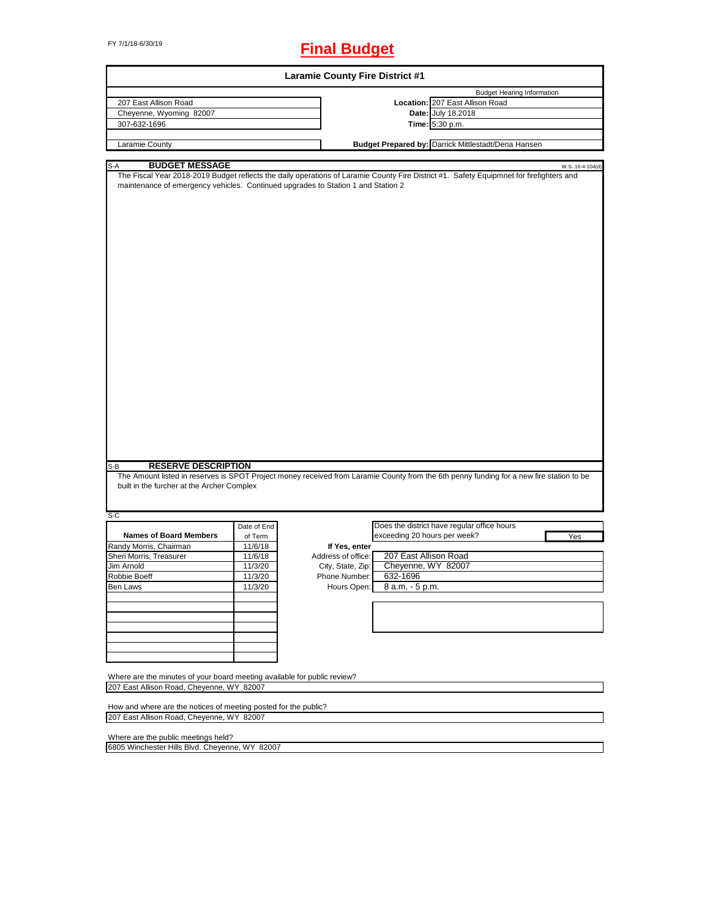FY 7/1/18-6/30/19

# Final Budget

## Laramie County Fire District #1

| | | |
|---|---|---|
| 207 East Allison Road | | Budget Hearing Information |
| Cheyenne, Wyoming 82007 | **Location:** | 207 East Allison Road |
| 307-632-1696 | **Date:** | July 18,2018 |
| | **Time:** | 5:30 p.m. |
| Laramie County | **Budget Prepared by:** | Darrick Mittlestadt/Dena Hansen |

### S-A BUDGET MESSAGE

W.S. 16-4-104(d)

The Fiscal Year 2018-2019 Budget reflects the daily operations of Laramie County Fire District #1. Safety Equipmnet for firefighters and maintenance of emergency vehicles. Continued upgrades to Station 1 and Station 2

### S-B RESERVE DESCRIPTION

The Amount listed in reserves is SPOT Project money received from Laramie County from the 6th penny funding for a new fire station to be built in the furcher at the Archer Complex

### S-C

| Names of Board Members | Date of End of Term |
|---|---|
| Randy Morris, Chairman | 11/6/18 |
| Sheri Morris, Treasurer | 11/6/18 |
| Jim Arnold | 11/3/20 |
| Robbie Boeff | 11/3/20 |
| Ben Laws | 11/3/20 |

Does the district have regular office hours exceeding 20 hours per week? Yes

**If Yes, enter**

| | |
|---|---|
| Address of office: | 207 East Allison Road |
| City, State, Zip: | Cheyenne, WY 82007 |
| Phone Number: | 632-1696 |
| Hours Open: | 8 a.m. - 5 p.m. |

Where are the minutes of your board meeting available for public review?

207 East Allison Road, Cheyenne, WY 82007

How and where are the notices of meeting posted for the public?

207 East Allison Road, Cheyenne, WY 82007

Where are the public meetings held?

6805 Winchester Hills Blvd. Cheyenne, WY 82007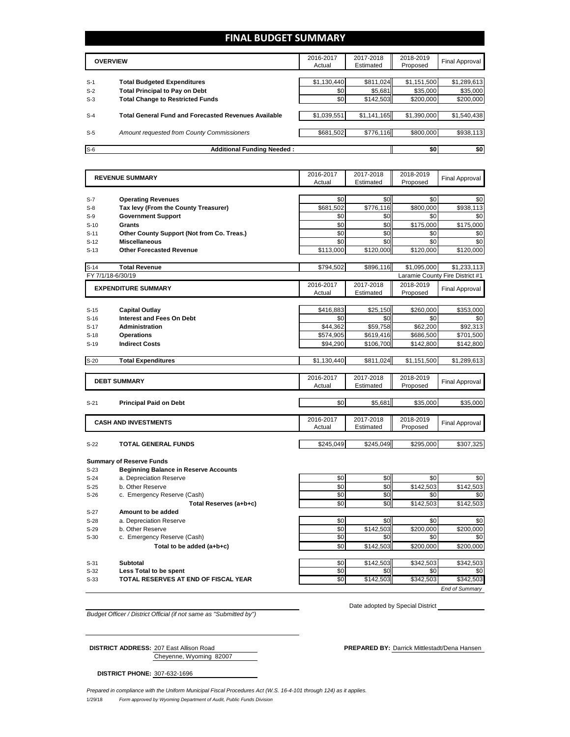# FINAL BUDGET SUMMARY

| | OVERVIEW | 2016-2017 Actual | 2017-2018 Estimated | 2018-2019 Proposed | Final Approval |
|---|---|---|---|---|---|
| S-1 | **Total Budgeted Expenditures** | $1,130,440 | $811,024 | $1,151,500 | $1,289,613 |
| S-2 | **Total Principal to Pay on Debt** | $0 | $5,681 | $35,000 | $35,000 |
| S-3 | **Total Change to Restricted Funds** | $0 | $142,503 | $200,000 | $200,000 |
| S-4 | **Total General Fund and Forecasted Revenues Available** | $1,039,551 | $1,141,165 | $1,390,000 | $1,540,438 |
| S-5 | *Amount requested from County Commissioners* | $681,502 | $776,116 | $800,000 | $938,113 |
| S-6 | **Additional Funding Needed :** | | | $0 | $0 |

| | REVENUE SUMMARY | 2016-2017 Actual | 2017-2018 Estimated | 2018-2019 Proposed | Final Approval |
|---|---|---|---|---|---|
| S-7 | **Operating Revenues** | $0 | $0 | $0 | $0 |
| S-8 | **Tax levy (From the County Treasurer)** | $681,502 | $776,116 | $800,000 | $938,113 |
| S-9 | **Government Support** | $0 | $0 | $0 | $0 |
| S-10 | **Grants** | $0 | $0 | $175,000 | $175,000 |
| S-11 | **Other County Support (Not from Co. Treas.)** | $0 | $0 | $0 | $0 |
| S-12 | **Miscellaneous** | $0 | $0 | $0 | $0 |
| S-13 | **Other Forecasted Revenue** | $113,000 | $120,000 | $120,000 | $120,000 |
| S-14 | **Total Revenue** | $794,502 | $896,116 | $1,095,000 | $1,233,113 |

FY 7/1/18-6/30/19 — Laramie County Fire District #1

| | EXPENDITURE SUMMARY | 2016-2017 Actual | 2017-2018 Estimated | 2018-2019 Proposed | Final Approval |
|---|---|---|---|---|---|
| S-15 | **Capital Outlay** | $416,883 | $25,150 | $260,000 | $353,000 |
| S-16 | **Interest and Fees On Debt** | $0 | $0 | $0 | $0 |
| S-17 | **Administration** | $44,362 | $59,758 | $62,200 | $92,313 |
| S-18 | **Operations** | $574,905 | $619,416 | $686,500 | $701,500 |
| S-19 | **Indirect Costs** | $94,290 | $106,700 | $142,800 | $142,800 |
| S-20 | **Total Expenditures** | $1,130,440 | $811,024 | $1,151,500 | $1,289,613 |

| | DEBT SUMMARY | 2016-2017 Actual | 2017-2018 Estimated | 2018-2019 Proposed | Final Approval |
|---|---|---|---|---|---|
| S-21 | **Principal Paid on Debt** | $0 | $5,681 | $35,000 | $35,000 |

| | CASH AND INVESTMENTS | 2016-2017 Actual | 2017-2018 Estimated | 2018-2019 Proposed | Final Approval |
|---|---|---|---|---|---|
| S-22 | **TOTAL GENERAL FUNDS** | $245,049 | $245,049 | $295,000 | $307,325 |
| | **Summary of Reserve Funds** | | | | |
| S-23 | **Beginning Balance in Reserve Accounts** | | | | |
| S-24 | a. Depreciation Reserve | $0 | $0 | $0 | $0 |
| S-25 | b. Other Reserve | $0 | $0 | $142,503 | $142,503 |
| S-26 | c. Emergency Reserve (Cash) | $0 | $0 | $0 | $0 |
| | **Total Reserves (a+b+c)** | $0 | $0 | $142,503 | $142,503 |
| S-27 | **Amount to be added** | | | | |
| S-28 | a. Depreciation Reserve | $0 | $0 | $0 | $0 |
| S-29 | b. Other Reserve | $0 | $142,503 | $200,000 | $200,000 |
| S-30 | c. Emergency Reserve (Cash) | $0 | $0 | $0 | $0 |
| | **Total to be added (a+b+c)** | $0 | $142,503 | $200,000 | $200,000 |
| S-31 | **Subtotal** | $0 | $142,503 | $342,503 | $342,503 |
| S-32 | **Less Total to be spent** | $0 | $0 | $0 | $0 |
| S-33 | **TOTAL RESERVES AT END OF FISCAL YEAR** | $0 | $142,503 | $342,503 | $342,503 |

*End of Summary*

*Budget Officer / District Official (if not same as "Submitted by")*

Date adopted by Special District

**DISTRICT ADDRESS:** 207 East Allison Road
Cheyenne, Wyoming 82007

**PREPARED BY:** Darrick Mittlestadt/Dena Hansen

**DISTRICT PHONE:** 307-632-1696

*Prepared in compliance with the Uniform Municipal Fiscal Procedures Act (W.S. 16-4-101 through 124) as it applies.*

1/29/18 *Form approved by Wyoming Department of Audit, Public Funds Division*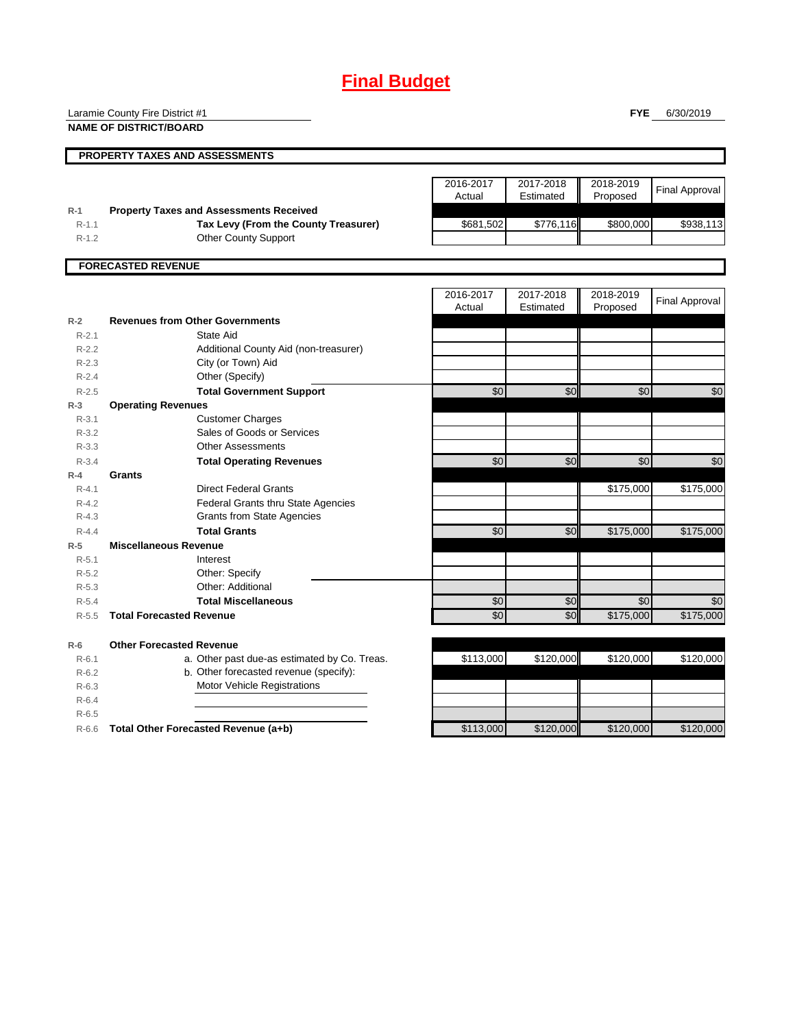# Final Budget

Laramie County Fire District #1

**NAME OF DISTRICT/BOARD**

**FYE** 6/30/2019

## PROPERTY TAXES AND ASSESSMENTS

| | | 2016-2017 Actual | 2017-2018 Estimated | 2018-2019 Proposed | Final Approval |
|---|---|---|---|---|---|
| R-1 | **Property Taxes and Assessments Received** | | | | |
| R-1.1 | **Tax Levy (From the County Treasurer)** | $681,502 | $776,116 | $800,000 | $938,113 |
| R-1.2 | Other County Support | | | | |

## FORECASTED REVENUE

| | | 2016-2017 Actual | 2017-2018 Estimated | 2018-2019 Proposed | Final Approval |
|---|---|---|---|---|---|
| R-2 | **Revenues from Other Governments** | | | | |
| R-2.1 | State Aid | | | | |
| R-2.2 | Additional County Aid (non-treasurer) | | | | |
| R-2.3 | City (or Town) Aid | | | | |
| R-2.4 | Other (Specify) | | | | |
| R-2.5 | **Total Government Support** | $0 | $0 | $0 | $0 |
| R-3 | **Operating Revenues** | | | | |
| R-3.1 | Customer Charges | | | | |
| R-3.2 | Sales of Goods or Services | | | | |
| R-3.3 | Other Assessments | | | | |
| R-3.4 | **Total Operating Revenues** | $0 | $0 | $0 | $0 |
| R-4 | **Grants** | | | | |
| R-4.1 | Direct Federal Grants | | | $175,000 | $175,000 |
| R-4.2 | Federal Grants thru State Agencies | | | | |
| R-4.3 | Grants from State Agencies | | | | |
| R-4.4 | **Total Grants** | $0 | $0 | $175,000 | $175,000 |
| R-5 | **Miscellaneous Revenue** | | | | |
| R-5.1 | Interest | | | | |
| R-5.2 | Other: Specify | | | | |
| R-5.3 | Other: Additional | | | | |
| R-5.4 | **Total Miscellaneous** | $0 | $0 | $0 | $0 |
| R-5.5 | **Total Forecasted Revenue** | $0 | $0 | $175,000 | $175,000 |
| R-6 | **Other Forecasted Revenue** | | | | |
| R-6.1 | a. Other past due-as estimated by Co. Treas. | $113,000 | $120,000 | $120,000 | $120,000 |
| R-6.2 | b. Other forecasted revenue (specify): | | | | |
| R-6.3 | Motor Vehicle Registrations | | | | |
| R-6.4 | | | | | |
| R-6.5 | | | | | |
| R-6.6 | **Total Other Forecasted Revenue (a+b)** | $113,000 | $120,000 | $120,000 | $120,000 |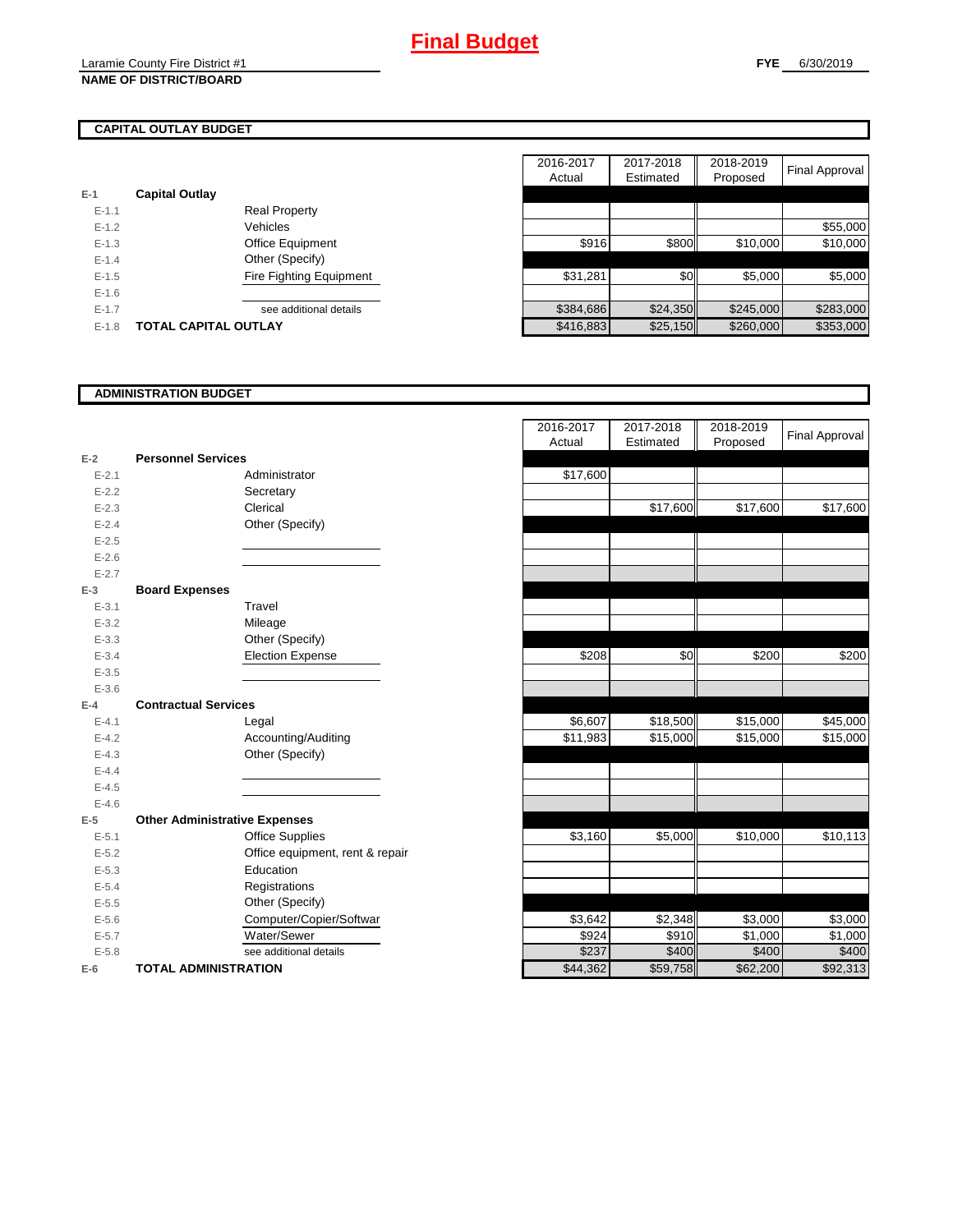# Final Budget

Laramie County Fire District #1
**NAME OF DISTRICT/BOARD**

**FYE** 6/30/2019

## CAPITAL OUTLAY BUDGET

| | | | 2016-2017 Actual | 2017-2018 Estimated | 2018-2019 Proposed | Final Approval |
|---|---|---|---|---|---|---|
| E-1 | **Capital Outlay** | | | | | |
| E-1.1 | | Real Property | | | | |
| E-1.2 | | Vehicles | | | | $55,000 |
| E-1.3 | | Office Equipment | $916 | $800 | $10,000 | $10,000 |
| E-1.4 | | Other (Specify) | | | | |
| E-1.5 | | Fire Fighting Equipment | $31,281 | $0 | $5,000 | $5,000 |
| E-1.6 | | | | | | |
| E-1.7 | | see additional details | $384,686 | $24,350 | $245,000 | $283,000 |
| E-1.8 | **TOTAL CAPITAL OUTLAY** | | $416,883 | $25,150 | $260,000 | $353,000 |

## ADMINISTRATION BUDGET

| | | | 2016-2017 Actual | 2017-2018 Estimated | 2018-2019 Proposed | Final Approval |
|---|---|---|---|---|---|---|
| E-2 | **Personnel Services** | | | | | |
| E-2.1 | | Administrator | $17,600 | | | |
| E-2.2 | | Secretary | | | | |
| E-2.3 | | Clerical | | $17,600 | $17,600 | $17,600 |
| E-2.4 | | Other (Specify) | | | | |
| E-2.5 | | | | | | |
| E-2.6 | | | | | | |
| E-2.7 | | | | | | |
| E-3 | **Board Expenses** | | | | | |
| E-3.1 | | Travel | | | | |
| E-3.2 | | Mileage | | | | |
| E-3.3 | | Other (Specify) | | | | |
| E-3.4 | | Election Expense | $208 | $0 | $200 | $200 |
| E-3.5 | | | | | | |
| E-3.6 | | | | | | |
| E-4 | **Contractual Services** | | | | | |
| E-4.1 | | Legal | $6,607 | $18,500 | $15,000 | $45,000 |
| E-4.2 | | Accounting/Auditing | $11,983 | $15,000 | $15,000 | $15,000 |
| E-4.3 | | Other (Specify) | | | | |
| E-4.4 | | | | | | |
| E-4.5 | | | | | | |
| E-4.6 | | | | | | |
| E-5 | **Other Administrative Expenses** | | | | | |
| E-5.1 | | Office Supplies | $3,160 | $5,000 | $10,000 | $10,113 |
| E-5.2 | | Office equipment, rent & repair | | | | |
| E-5.3 | | Education | | | | |
| E-5.4 | | Registrations | | | | |
| E-5.5 | | Other (Specify) | | | | |
| E-5.6 | | Computer/Copier/Softwar | $3,642 | $2,348 | $3,000 | $3,000 |
| E-5.7 | | Water/Sewer | $924 | $910 | $1,000 | $1,000 |
| E-5.8 | | see additional details | $237 | $400 | $400 | $400 |
| E-6 | **TOTAL ADMINISTRATION** | | $44,362 | $59,758 | $62,200 | $92,313 |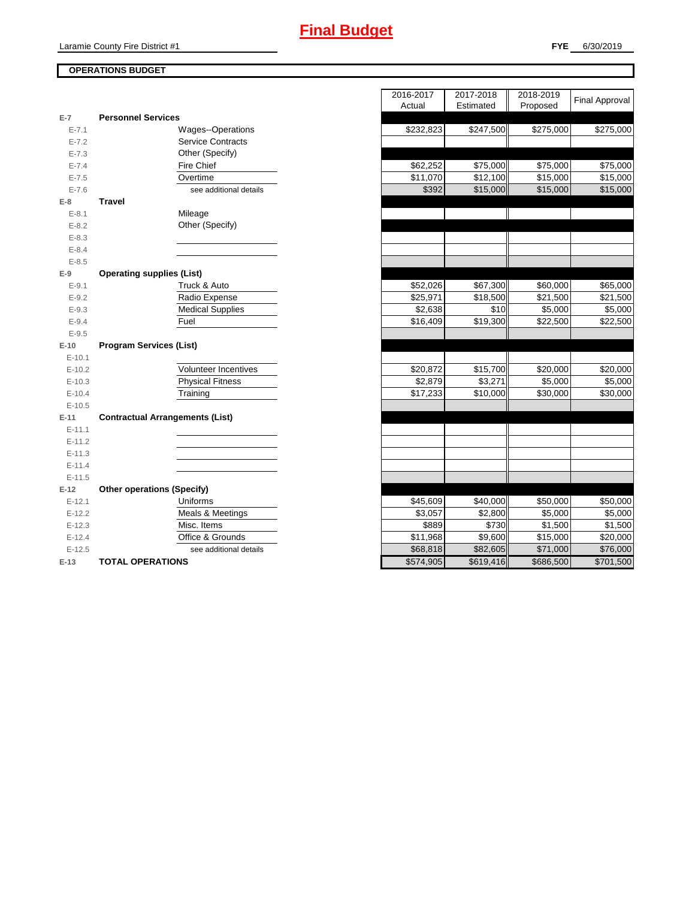# Final Budget

Laramie County Fire District #1

**FYE** 6/30/2019

**OPERATIONS BUDGET**

| | | 2016-2017 Actual | 2017-2018 Estimated | 2018-2019 Proposed | Final Approval |
|---|---|---|---|---|---|
| E-7 | **Personnel Services** | | | | |
| E-7.1 | Wages--Operations | $232,823 | $247,500 | $275,000 | $275,000 |
| E-7.2 | Service Contracts | | | | |
| E-7.3 | Other (Specify) | | | | |
| E-7.4 | Fire Chief | $62,252 | $75,000 | $75,000 | $75,000 |
| E-7.5 | Overtime | $11,070 | $12,100 | $15,000 | $15,000 |
| E-7.6 | see additional details | $392 | $15,000 | $15,000 | $15,000 |
| E-8 | **Travel** | | | | |
| E-8.1 | Mileage | | | | |
| E-8.2 | Other (Specify) | | | | |
| E-8.3 | | | | | |
| E-8.4 | | | | | |
| E-8.5 | | | | | |
| E-9 | **Operating supplies (List)** | | | | |
| E-9.1 | Truck & Auto | $52,026 | $67,300 | $60,000 | $65,000 |
| E-9.2 | Radio Expense | $25,971 | $18,500 | $21,500 | $21,500 |
| E-9.3 | Medical Supplies | $2,638 | $10 | $5,000 | $5,000 |
| E-9.4 | Fuel | $16,409 | $19,300 | $22,500 | $22,500 |
| E-9.5 | | | | | |
| E-10 | **Program Services (List)** | | | | |
| E-10.1 | | | | | |
| E-10.2 | Volunteer Incentives | $20,872 | $15,700 | $20,000 | $20,000 |
| E-10.3 | Physical Fitness | $2,879 | $3,271 | $5,000 | $5,000 |
| E-10.4 | Training | $17,233 | $10,000 | $30,000 | $30,000 |
| E-10.5 | | | | | |
| E-11 | **Contractual Arrangements (List)** | | | | |
| E-11.1 | | | | | |
| E-11.2 | | | | | |
| E-11.3 | | | | | |
| E-11.4 | | | | | |
| E-11.5 | | | | | |
| E-12 | **Other operations (Specify)** | | | | |
| E-12.1 | Uniforms | $45,609 | $40,000 | $50,000 | $50,000 |
| E-12.2 | Meals & Meetings | $3,057 | $2,800 | $5,000 | $5,000 |
| E-12.3 | Misc. Items | $889 | $730 | $1,500 | $1,500 |
| E-12.4 | Office & Grounds | $11,968 | $9,600 | $15,000 | $20,000 |
| E-12.5 | see additional details | $68,818 | $82,605 | $71,000 | $76,000 |
| E-13 | **TOTAL OPERATIONS** | $574,905 | $619,416 | $686,500 | $701,500 |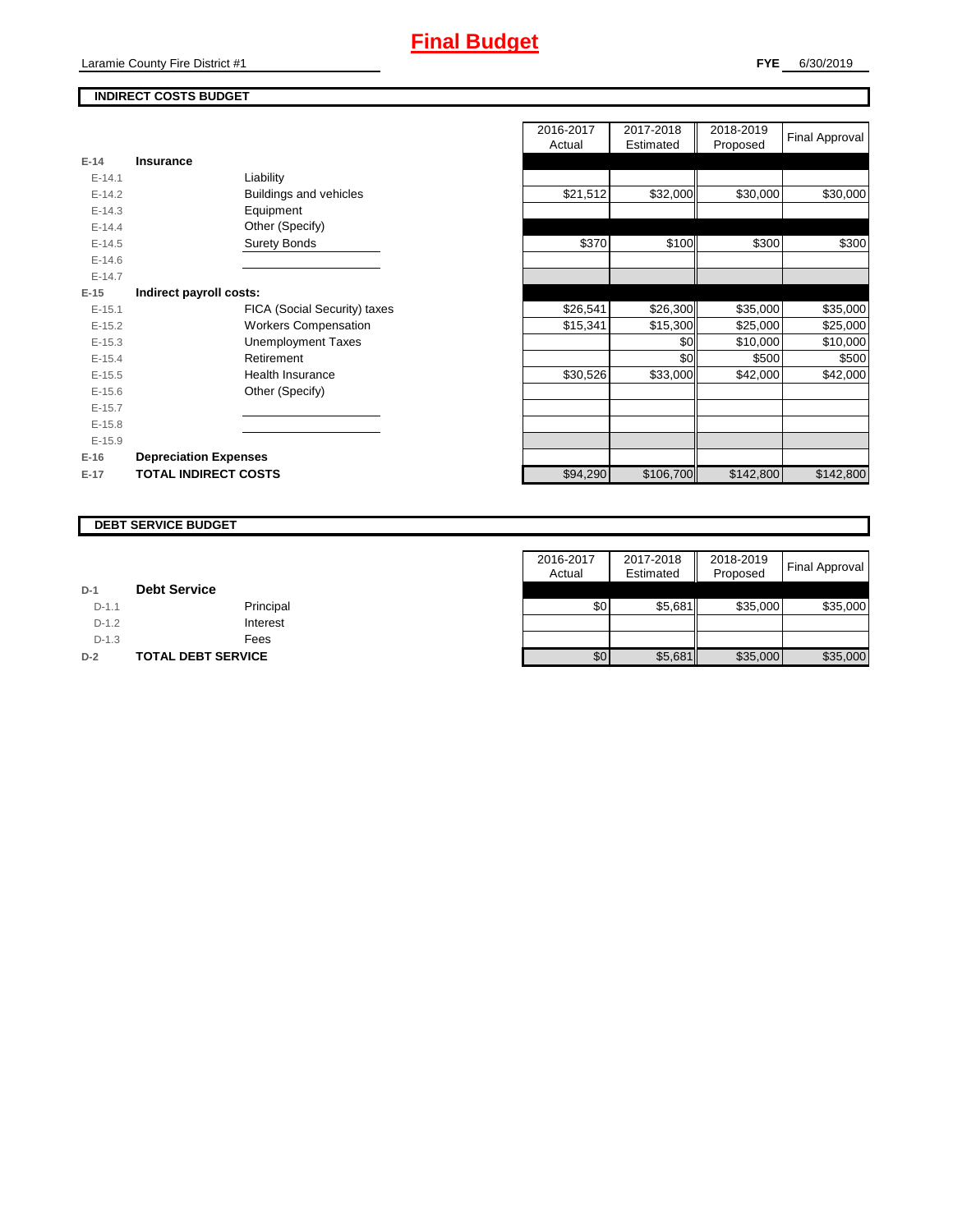# Final Budget

Laramie County Fire District #1

**FYE** 6/30/2019

## INDIRECT COSTS BUDGET

| | | | 2016-2017 Actual | 2017-2018 Estimated | 2018-2019 Proposed | Final Approval |
|---|---|---|---|---|---|---|
| E-14 | **Insurance** | | | | | |
| E-14.1 | | Liability | | | | |
| E-14.2 | | Buildings and vehicles | $21,512 | $32,000 | $30,000 | $30,000 |
| E-14.3 | | Equipment | | | | |
| E-14.4 | | Other (Specify) | | | | |
| E-14.5 | | Surety Bonds | $370 | $100 | $300 | $300 |
| E-14.6 | | | | | | |
| E-14.7 | | | | | | |
| E-15 | **Indirect payroll costs:** | | | | | |
| E-15.1 | | FICA (Social Security) taxes | $26,541 | $26,300 | $35,000 | $35,000 |
| E-15.2 | | Workers Compensation | $15,341 | $15,300 | $25,000 | $25,000 |
| E-15.3 | | Unemployment Taxes | | $0 | $10,000 | $10,000 |
| E-15.4 | | Retirement | | $0 | $500 | $500 |
| E-15.5 | | Health Insurance | $30,526 | $33,000 | $42,000 | $42,000 |
| E-15.6 | | Other (Specify) | | | | |
| E-15.7 | | | | | | |
| E-15.8 | | | | | | |
| E-15.9 | | | | | | |
| E-16 | **Depreciation Expenses** | | | | | |
| E-17 | **TOTAL INDIRECT COSTS** | | $94,290 | $106,700 | $142,800 | $142,800 |

## DEBT SERVICE BUDGET

| | | | 2016-2017 Actual | 2017-2018 Estimated | 2018-2019 Proposed | Final Approval |
|---|---|---|---|---|---|---|
| D-1 | **Debt Service** | | | | | |
| D-1.1 | | Principal | $0 | $5,681 | $35,000 | $35,000 |
| D-1.2 | | Interest | | | | |
| D-1.3 | | Fees | | | | |
| D-2 | **TOTAL DEBT SERVICE** | | $0 | $5,681 | $35,000 | $35,000 |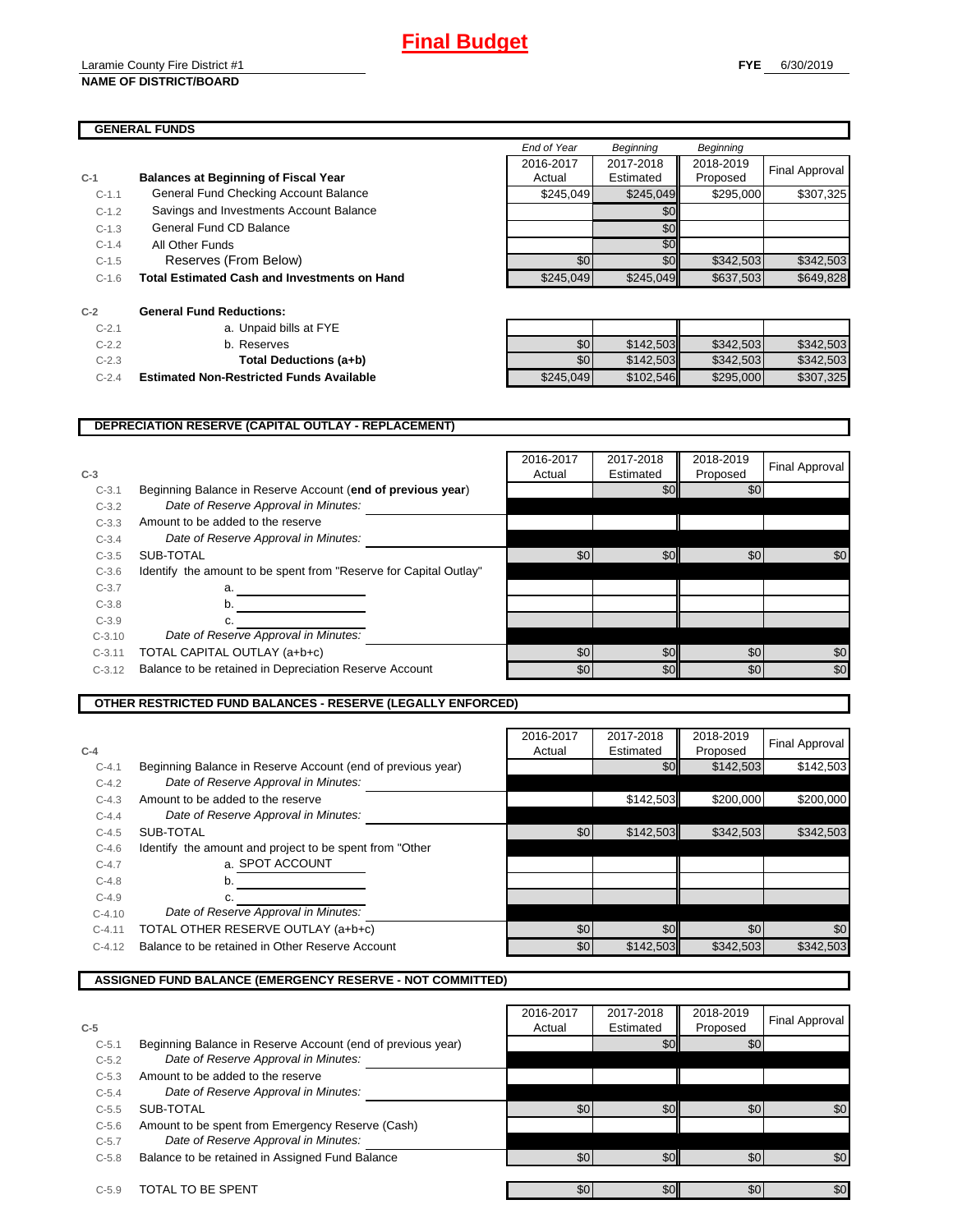# Final Budget

Laramie County Fire District #1
**NAME OF DISTRICT/BOARD**

**FYE** 6/30/2019

## GENERAL FUNDS

| | | *End of Year* 2016-2017 Actual | *Beginning* 2017-2018 Estimated | *Beginning* 2018-2019 Proposed | Final Approval |
|---|---|---|---|---|---|
| C-1 | **Balances at Beginning of Fiscal Year** | | | | |
| C-1.1 | General Fund Checking Account Balance | $245,049 | $245,049 | $295,000 | $307,325 |
| C-1.2 | Savings and Investments Account Balance | | $0 | | |
| C-1.3 | General Fund CD Balance | | $0 | | |
| C-1.4 | All Other Funds | | $0 | | |
| C-1.5 | Reserves (From Below) | $0 | $0 | $342,503 | $342,503 |
| C-1.6 | **Total Estimated Cash and Investments on Hand** | $245,049 | $245,049 | $637,503 | $649,828 |
| C-2 | **General Fund Reductions:** | | | | |
| C-2.1 | a. Unpaid bills at FYE | | | | |
| C-2.2 | b. Reserves | $0 | $142,503 | $342,503 | $342,503 |
| C-2.3 | **Total Deductions (a+b)** | $0 | $142,503 | $342,503 | $342,503 |
| C-2.4 | **Estimated Non-Restricted Funds Available** | $245,049 | $102,546 | $295,000 | $307,325 |

## DEPRECIATION RESERVE (CAPITAL OUTLAY - REPLACEMENT)

| C-3 | | 2016-2017 Actual | 2017-2018 Estimated | 2018-2019 Proposed | Final Approval |
|---|---|---|---|---|---|
| C-3.1 | Beginning Balance in Reserve Account (**end of previous year**) | | $0 | $0 | |
| C-3.2 | *Date of Reserve Approval in Minutes:* | | | | |
| C-3.3 | Amount to be added to the reserve | | | | |
| C-3.4 | *Date of Reserve Approval in Minutes:* | | | | |
| C-3.5 | SUB-TOTAL | $0 | $0 | $0 | $0 |
| C-3.6 | Identify the amount to be spent from "Reserve for Capital Outlay" | | | | |
| C-3.7 | a. | | | | |
| C-3.8 | b. | | | | |
| C-3.9 | c. | | | | |
| C-3.10 | *Date of Reserve Approval in Minutes:* | | | | |
| C-3.11 | TOTAL CAPITAL OUTLAY (a+b+c) | $0 | $0 | $0 | $0 |
| C-3.12 | Balance to be retained in Depreciation Reserve Account | $0 | $0 | $0 | $0 |

## OTHER RESTRICTED FUND BALANCES - RESERVE (LEGALLY ENFORCED)

| C-4 | | 2016-2017 Actual | 2017-2018 Estimated | 2018-2019 Proposed | Final Approval |
|---|---|---|---|---|---|
| C-4.1 | Beginning Balance in Reserve Account (end of previous year) | | $0 | $142,503 | $142,503 |
| C-4.2 | *Date of Reserve Approval in Minutes:* | | | | |
| C-4.3 | Amount to be added to the reserve | | $142,503 | $200,000 | $200,000 |
| C-4.4 | *Date of Reserve Approval in Minutes:* | | | | |
| C-4.5 | SUB-TOTAL | $0 | $142,503 | $342,503 | $342,503 |
| C-4.6 | Identify the amount and project to be spent from "Other | | | | |
| C-4.7 | a. SPOT ACCOUNT | | | | |
| C-4.8 | b. | | | | |
| C-4.9 | c. | | | | |
| C-4.10 | *Date of Reserve Approval in Minutes:* | | | | |
| C-4.11 | TOTAL OTHER RESERVE OUTLAY (a+b+c) | $0 | $0 | $0 | $0 |
| C-4.12 | Balance to be retained in Other Reserve Account | $0 | $142,503 | $342,503 | $342,503 |

## ASSIGNED FUND BALANCE (EMERGENCY RESERVE - NOT COMMITTED)

| C-5 | | 2016-2017 Actual | 2017-2018 Estimated | 2018-2019 Proposed | Final Approval |
|---|---|---|---|---|---|
| C-5.1 | Beginning Balance in Reserve Account (end of previous year) | | $0 | $0 | |
| C-5.2 | *Date of Reserve Approval in Minutes:* | | | | |
| C-5.3 | Amount to be added to the reserve | | | | |
| C-5.4 | *Date of Reserve Approval in Minutes:* | | | | |
| C-5.5 | SUB-TOTAL | $0 | $0 | $0 | $0 |
| C-5.6 | Amount to be spent from Emergency Reserve (Cash) | | | | |
| C-5.7 | *Date of Reserve Approval in Minutes:* | | | | |
| C-5.8 | Balance to be retained in Assigned Fund Balance | $0 | $0 | $0 | $0 |
| C-5.9 | TOTAL TO BE SPENT | $0 | $0 | $0 | $0 |